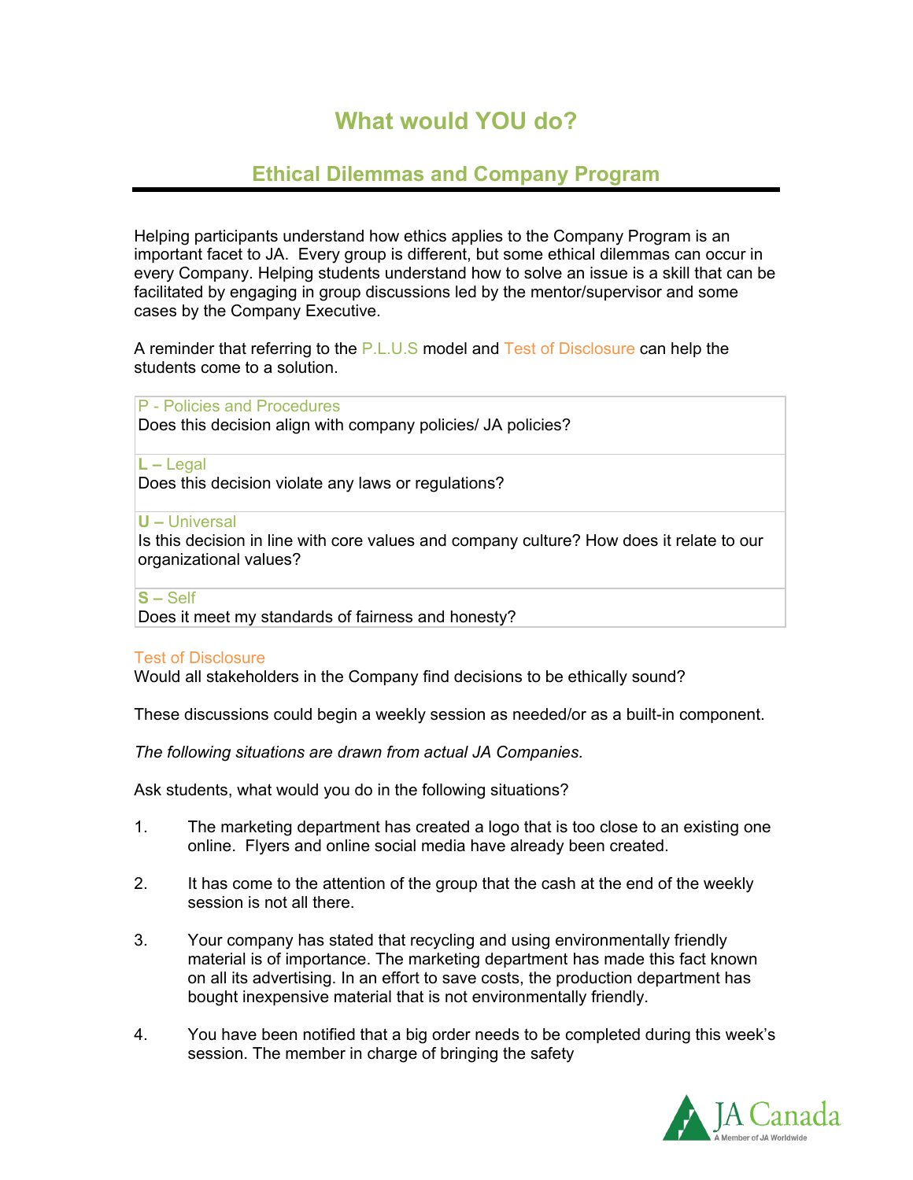# What would YOU do?

## Ethical Dilemmas and Company Program

Helping participants understand how ethics applies to the Company Program is an important facet to JA. Every group is different, but some ethical dilemmas can occur in every Company. Helping students understand how to solve an issue is a skill that can be facilitated by engaging in group discussions led by the mentor/supervisor and some cases by the Company Executive.

A reminder that referring to the P.L.U.S model and Test of Disclosure can help the students come to a solution.

| |
|---|
| P - Policies and Procedures<br>Does this decision align with company policies/ JA policies? |
| **L** – Legal<br>Does this decision violate any laws or regulations? |
| **U** – Universal<br>Is this decision in line with core values and company culture? How does it relate to our organizational values? |
| **S** – Self<br>Does it meet my standards of fairness and honesty? |

Test of Disclosure
Would all stakeholders in the Company find decisions to be ethically sound?

These discussions could begin a weekly session as needed/or as a built-in component.

*The following situations are drawn from actual JA Companies.*

Ask students, what would you do in the following situations?

1. The marketing department has created a logo that is too close to an existing one online. Flyers and online social media have already been created.

2. It has come to the attention of the group that the cash at the end of the weekly session is not all there.

3. Your company has stated that recycling and using environmentally friendly material is of importance. The marketing department has made this fact known on all its advertising. In an effort to save costs, the production department has bought inexpensive material that is not environmentally friendly.

4. You have been notified that a big order needs to be completed during this week's session. The member in charge of bringing the safety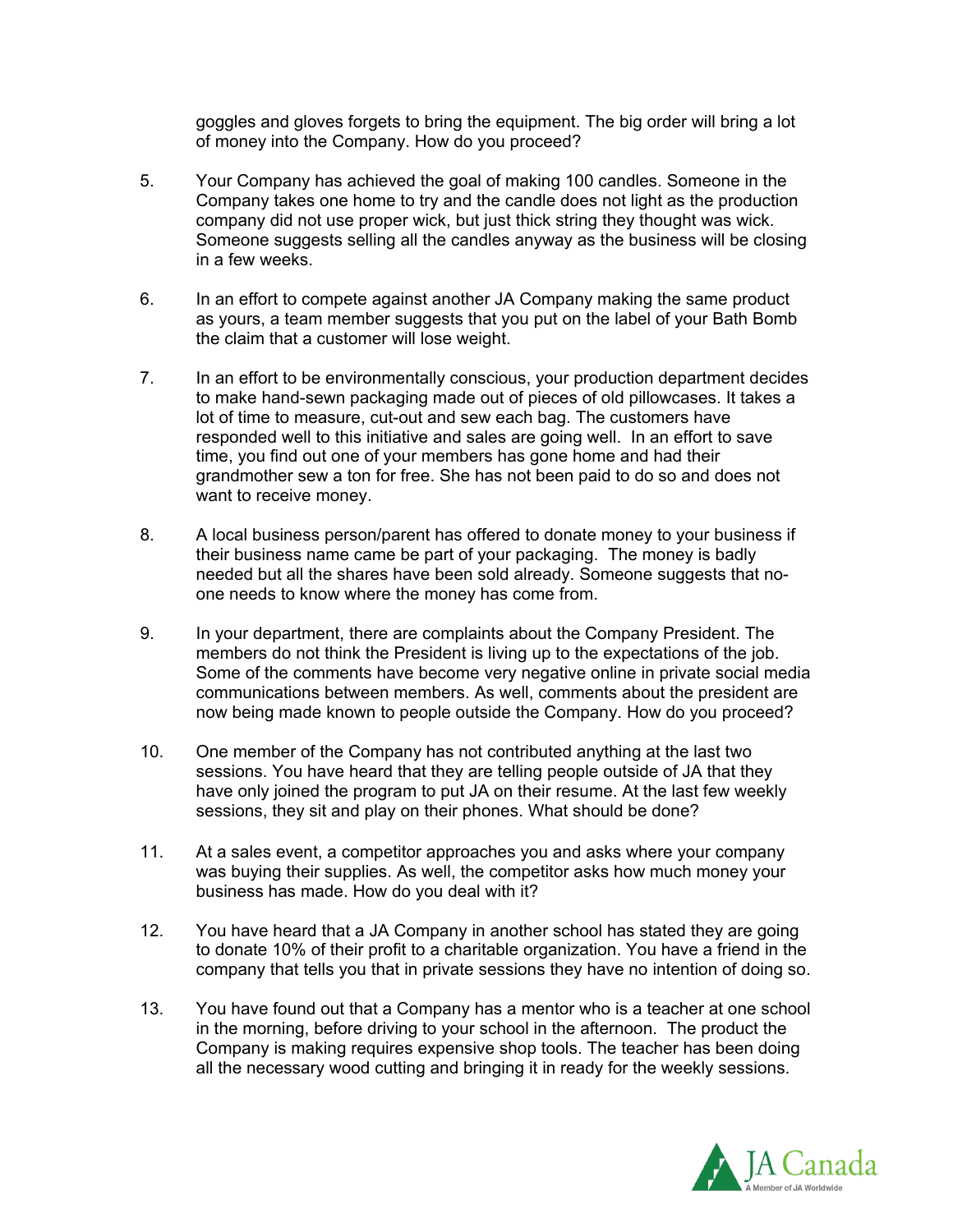goggles and gloves forgets to bring the equipment. The big order will bring a lot of money into the Company. How do you proceed?

5. Your Company has achieved the goal of making 100 candles. Someone in the Company takes one home to try and the candle does not light as the production company did not use proper wick, but just thick string they thought was wick. Someone suggests selling all the candles anyway as the business will be closing in a few weeks.

6. In an effort to compete against another JA Company making the same product as yours, a team member suggests that you put on the label of your Bath Bomb the claim that a customer will lose weight.

7. In an effort to be environmentally conscious, your production department decides to make hand-sewn packaging made out of pieces of old pillowcases. It takes a lot of time to measure, cut-out and sew each bag. The customers have responded well to this initiative and sales are going well. In an effort to save time, you find out one of your members has gone home and had their grandmother sew a ton for free. She has not been paid to do so and does not want to receive money.

8. A local business person/parent has offered to donate money to your business if their business name came be part of your packaging. The money is badly needed but all the shares have been sold already. Someone suggests that no-one needs to know where the money has come from.

9. In your department, there are complaints about the Company President. The members do not think the President is living up to the expectations of the job. Some of the comments have become very negative online in private social media communications between members. As well, comments about the president are now being made known to people outside the Company. How do you proceed?

10. One member of the Company has not contributed anything at the last two sessions. You have heard that they are telling people outside of JA that they have only joined the program to put JA on their resume. At the last few weekly sessions, they sit and play on their phones. What should be done?

11. At a sales event, a competitor approaches you and asks where your company was buying their supplies. As well, the competitor asks how much money your business has made. How do you deal with it?

12. You have heard that a JA Company in another school has stated they are going to donate 10% of their profit to a charitable organization. You have a friend in the company that tells you that in private sessions they have no intention of doing so.

13. You have found out that a Company has a mentor who is a teacher at one school in the morning, before driving to your school in the afternoon. The product the Company is making requires expensive shop tools. The teacher has been doing all the necessary wood cutting and bringing it in ready for the weekly sessions.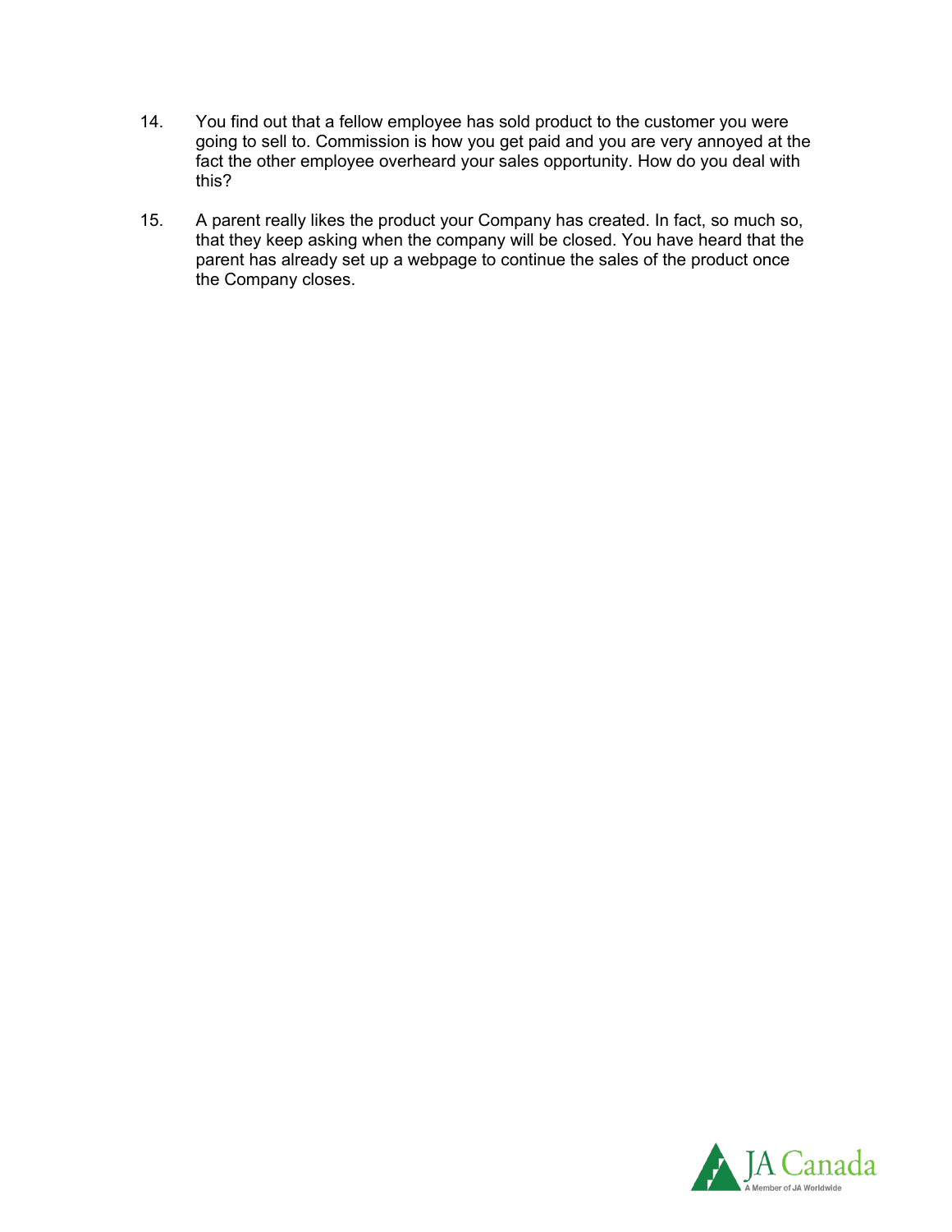14. You find out that a fellow employee has sold product to the customer you were going to sell to. Commission is how you get paid and you are very annoyed at the fact the other employee overheard your sales opportunity. How do you deal with this?

15. A parent really likes the product your Company has created. In fact, so much so, that they keep asking when the company will be closed. You have heard that the parent has already set up a webpage to continue the sales of the product once the Company closes.